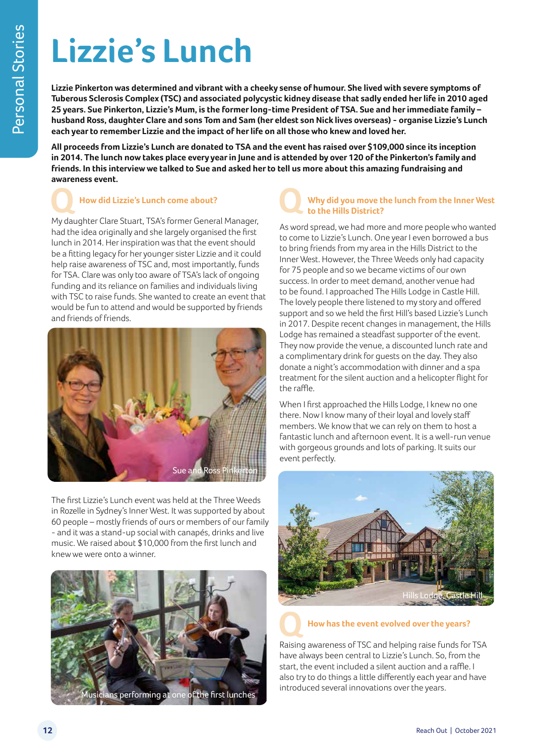# Lizzie's Lunch

**Lizzie Pinkerton was determined and vibrant with a cheeky sense of humour. She lived with severe symptoms of Tuberous Sclerosis Complex (TSC) and associated polycystic kidney disease that sadly ended her life in 2010 aged 25 years. Sue Pinkerton, Lizzie's Mum, is the former long-time President of TSA. Sue and her immediate family – husband Ross, daughter Clare and sons Tom and Sam (her eldest son Nick lives overseas) - organise Lizzie's Lunch each year to remember Lizzie and the impact of her life on all those who knew and loved her.**

**All proceeds from Lizzie's Lunch are donated to TSA and the event has raised over $109,000 since its inception in 2014. The lunch now takes place every year in June and is attended by over 120 of the Pinkerton's family and friends. In this interview we talked to Sue and asked her to tell us more about this amazing fundraising and awareness event.**

## Q How did Lizzie's Lunch come about?

My daughter Clare Stuart, TSA's former General Manager, had the idea originally and she largely organised the first lunch in 2014. Her inspiration was that the event should be a fitting legacy for her younger sister Lizzie and it could help raise awareness of TSC and, most importantly, funds for TSA. Clare was only too aware of TSA's lack of ongoing funding and its reliance on families and individuals living with TSC to raise funds. She wanted to create an event that would be fun to attend and would be supported by friends and friends of friends.

Sue and Ross Pinkerton

The first Lizzie's Lunch event was held at the Three Weeds in Rozelle in Sydney's Inner West. It was supported by about 60 people – mostly friends of ours or members of our family - and it was a stand-up social with canapés, drinks and live music. We raised about $10,000 from the first lunch and knew we were onto a winner.

Musicians performing at one of the first lunches

## Q Why did you move the lunch from the Inner West to the Hills District?

As word spread, we had more and more people who wanted to come to Lizzie's Lunch. One year I even borrowed a bus to bring friends from my area in the Hills District to the Inner West. However, the Three Weeds only had capacity for 75 people and so we became victims of our own success. In order to meet demand, another venue had to be found. I approached The Hills Lodge in Castle Hill. The lovely people there listened to my story and offered support and so we held the first Hill's based Lizzie's Lunch in 2017. Despite recent changes in management, the Hills Lodge has remained a steadfast supporter of the event. They now provide the venue, a discounted lunch rate and a complimentary drink for guests on the day. They also donate a night's accommodation with dinner and a spa treatment for the silent auction and a helicopter flight for the raffle.

When I first approached the Hills Lodge, I knew no one there. Now I know many of their loyal and lovely staff members. We know that we can rely on them to host a fantastic lunch and afternoon event. It is a well-run venue with gorgeous grounds and lots of parking. It suits our event perfectly.

Hills Lodge, Castle Hill

## Q How has the event evolved over the years?

Raising awareness of TSC and helping raise funds for TSA have always been central to Lizzie's Lunch. So, from the start, the event included a silent auction and a raffle. I also try to do things a little differently each year and have introduced several innovations over the years.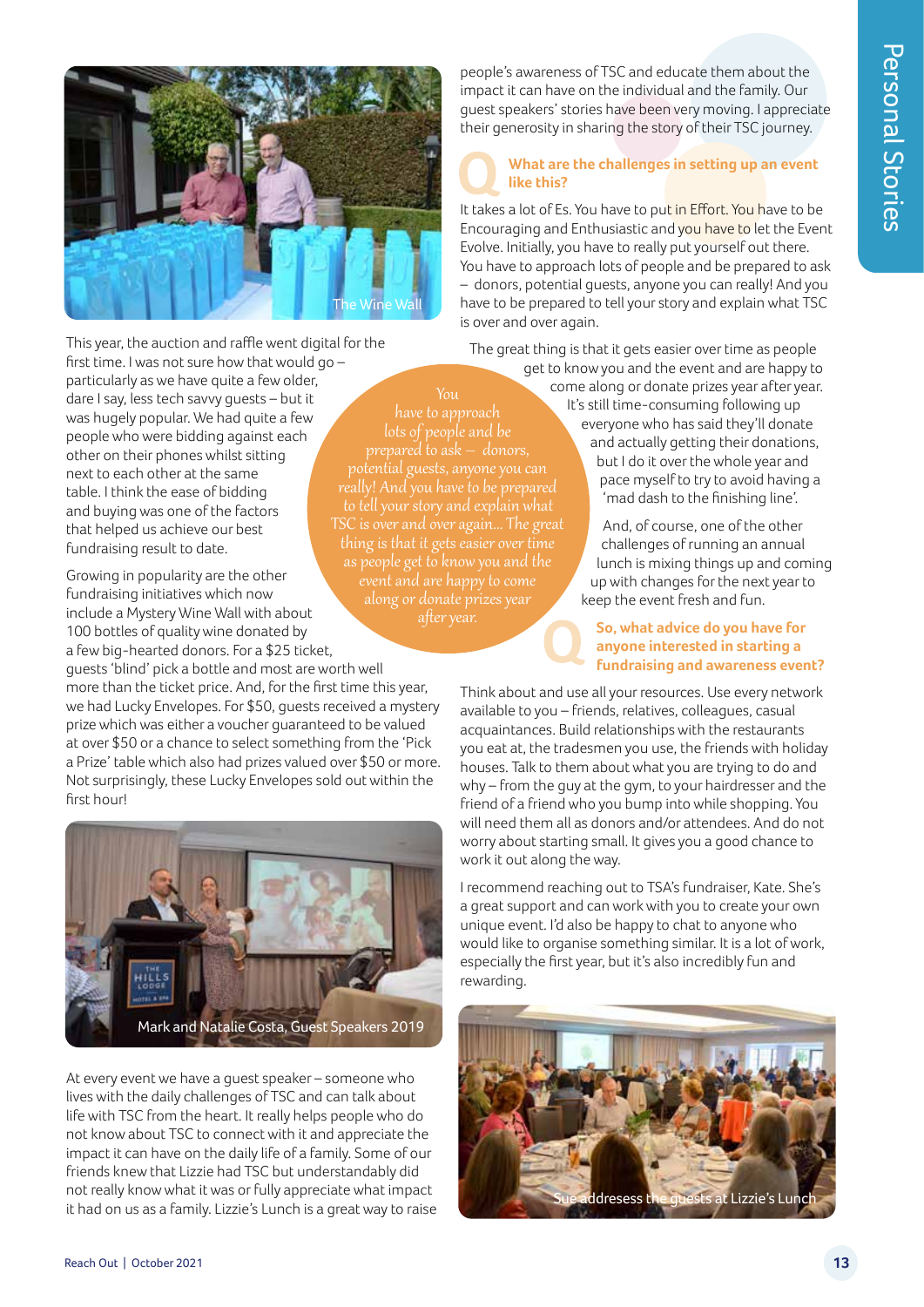The Wine Wall

This year, the auction and raffle went digital for the first time. I was not sure how that would go – particularly as we have quite a few older, dare I say, less tech savvy guests – but it was hugely popular. We had quite a few people who were bidding against each other on their phones whilst sitting next to each other at the same table. I think the ease of bidding and buying was one of the factors that helped us achieve our best fundraising result to date.

Growing in popularity are the other fundraising initiatives which now include a Mystery Wine Wall with about 100 bottles of quality wine donated by a few big-hearted donors. For a $25 ticket, guests 'blind' pick a bottle and most are worth well more than the ticket price. And, for the first time this year, we had Lucky Envelopes. For $50, guests received a mystery prize which was either a voucher guaranteed to be valued at over $50 or a chance to select something from the 'Pick a Prize' table which also had prizes valued over $50 or more. Not surprisingly, these Lucky Envelopes sold out within the first hour!

Mark and Natalie Costa, Guest Speakers 2019

At every event we have a guest speaker – someone who lives with the daily challenges of TSC and can talk about life with TSC from the heart. It really helps people who do not know about TSC to connect with it and appreciate the impact it can have on the daily life of a family. Some of our friends knew that Lizzie had TSC but understandably did not really know what it was or fully appreciate what impact it had on us as a family. Lizzie's Lunch is a great way to raise people's awareness of TSC and educate them about the impact it can have on the individual and the family. Our guest speakers' stories have been very moving. I appreciate their generosity in sharing the story of their TSC journey.

### Q What are the challenges in setting up an event like this?

It takes a lot of Es. You have to put in Effort. You have to be Encouraging and Enthusiastic and you have to let the Event Evolve. Initially, you have to really put yourself out there. You have to approach lots of people and be prepared to ask – donors, potential guests, anyone you can really! And you have to be prepared to tell your story and explain what TSC is over and over again.

The great thing is that it gets easier over time as people get to know you and the event and are happy to come along or donate prizes year after year. It's still time-consuming following up everyone who has said they'll donate and actually getting their donations, but I do it over the whole year and pace myself to try to avoid having a 'mad dash to the finishing line'.

And, of course, one of the other challenges of running an annual lunch is mixing things up and coming up with changes for the next year to keep the event fresh and fun.

*You have to approach lots of people and be prepared to ask – donors, potential guests, anyone you can really! And you have to be prepared to tell your story and explain what TSC is over and over again... The great thing is that it gets easier over time as people get to know you and the event and are happy to come along or donate prizes year after year.*

### Q So, what advice do you have for anyone interested in starting a fundraising and awareness event?

Think about and use all your resources. Use every network available to you – friends, relatives, colleagues, casual acquaintances. Build relationships with the restaurants you eat at, the tradesmen you use, the friends with holiday houses. Talk to them about what you are trying to do and why – from the guy at the gym, to your hairdresser and the friend of a friend who you bump into while shopping. You will need them all as donors and/or attendees. And do not worry about starting small. It gives you a good chance to work it out along the way.

I recommend reaching out to TSA's fundraiser, Kate. She's a great support and can work with you to create your own unique event. I'd also be happy to chat to anyone who would like to organise something similar. It is a lot of work, especially the first year, but it's also incredibly fun and rewarding.

Sue addresess the guests at Lizzie's Lunch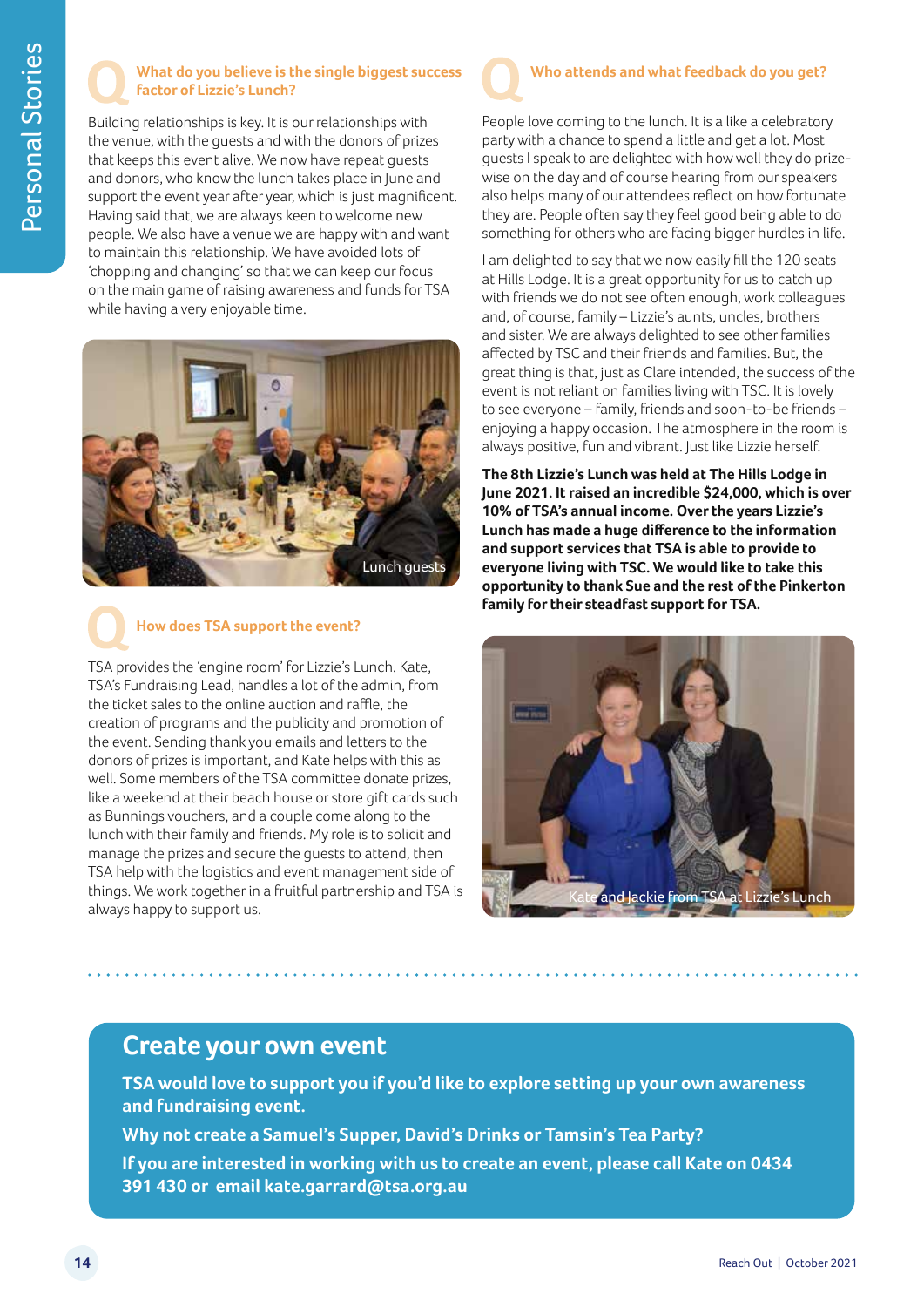### What do you believe is the single biggest success factor of Lizzie's Lunch?

Building relationships is key. It is our relationships with the venue, with the guests and with the donors of prizes that keeps this event alive. We now have repeat guests and donors, who know the lunch takes place in June and support the event year after year, which is just magnificent. Having said that, we are always keen to welcome new people. We also have a venue we are happy with and want to maintain this relationship. We have avoided lots of 'chopping and changing' so that we can keep our focus on the main game of raising awareness and funds for TSA while having a very enjoyable time.

Lunch guests

### How does TSA support the event?

TSA provides the 'engine room' for Lizzie's Lunch. Kate, TSA's Fundraising Lead, handles a lot of the admin, from the ticket sales to the online auction and raffle, the creation of programs and the publicity and promotion of the event. Sending thank you emails and letters to the donors of prizes is important, and Kate helps with this as well. Some members of the TSA committee donate prizes, like a weekend at their beach house or store gift cards such as Bunnings vouchers, and a couple come along to the lunch with their family and friends. My role is to solicit and manage the prizes and secure the guests to attend, then TSA help with the logistics and event management side of things. We work together in a fruitful partnership and TSA is always happy to support us.

### Who attends and what feedback do you get?

People love coming to the lunch. It is a like a celebratory party with a chance to spend a little and get a lot. Most guests I speak to are delighted with how well they do prize-wise on the day and of course hearing from our speakers also helps many of our attendees reflect on how fortunate they are. People often say they feel good being able to do something for others who are facing bigger hurdles in life.

I am delighted to say that we now easily fill the 120 seats at Hills Lodge. It is a great opportunity for us to catch up with friends we do not see often enough, work colleagues and, of course, family – Lizzie's aunts, uncles, brothers and sister. We are always delighted to see other families affected by TSC and their friends and families. But, the great thing is that, just as Clare intended, the success of the event is not reliant on families living with TSC. It is lovely to see everyone – family, friends and soon-to-be friends – enjoying a happy occasion. The atmosphere in the room is always positive, fun and vibrant. Just like Lizzie herself.

**The 8th Lizzie's Lunch was held at The Hills Lodge in June 2021. It raised an incredible $24,000, which is over 10% of TSA's annual income. Over the years Lizzie's Lunch has made a huge difference to the information and support services that TSA is able to provide to everyone living with TSC. We would like to take this opportunity to thank Sue and the rest of the Pinkerton family for their steadfast support for TSA.**

Kate and Jackie from TSA at Lizzie's Lunch

## Create your own event

**TSA would love to support you if you'd like to explore setting up your own awareness and fundraising event.**

**Why not create a Samuel's Supper, David's Drinks or Tamsin's Tea Party?**

**If you are interested in working with us to create an event, please call Kate on 0434 391 430 or email kate.garrard@tsa.org.au**